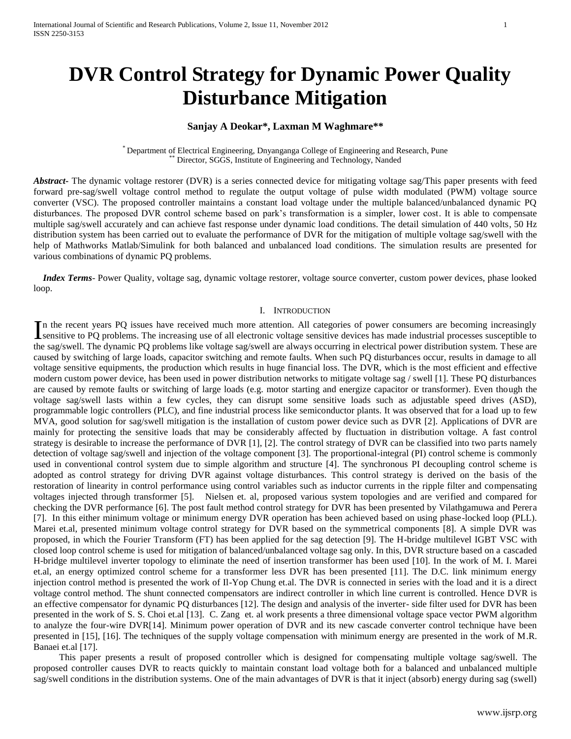# DVR Control Strategy for Dynamic Power Quality Disturbance Mitigation

**Sanjay A Deokar\*, Laxman M Waghmare\*\***

\* Department of Electrical Engineering, Dnyanganga College of Engineering and Research, Pune
\*\* Director, SGGS, Institute of Engineering and Technology, Nanded

***Abstract-*** The dynamic voltage restorer (DVR) is a series connected device for mitigating voltage sag/This paper presents with feed forward pre-sag/swell voltage control method to regulate the output voltage of pulse width modulated (PWM) voltage source converter (VSC). The proposed controller maintains a constant load voltage under the multiple balanced/unbalanced dynamic PQ disturbances. The proposed DVR control scheme based on park's transformation is a simpler, lower cost. It is able to compensate multiple sag/swell accurately and can achieve fast response under dynamic load conditions. The detail simulation of 440 volts, 50 Hz distribution system has been carried out to evaluate the performance of DVR for the mitigation of multiple voltage sag/swell with the help of Mathworks Matlab/Simulink for both balanced and unbalanced load conditions. The simulation results are presented for various combinations of dynamic PQ problems.

***Index Terms-*** Power Quality, voltage sag, dynamic voltage restorer, voltage source converter, custom power devices, phase looked loop.

## I. Introduction

In the recent years PQ issues have received much more attention. All categories of power consumers are becoming increasingly sensitive to PQ problems. The increasing use of all electronic voltage sensitive devices has made industrial processes susceptible to the sag/swell. The dynamic PQ problems like voltage sag/swell are always occurring in electrical power distribution system. These are caused by switching of large loads, capacitor switching and remote faults. When such PQ disturbances occur, results in damage to all voltage sensitive equipments, the production which results in huge financial loss. The DVR, which is the most efficient and effective modern custom power device, has been used in power distribution networks to mitigate voltage sag / swell [1]. These PQ disturbances are caused by remote faults or switching of large loads (e.g. motor starting and energize capacitor or transformer). Even though the voltage sag/swell lasts within a few cycles, they can disrupt some sensitive loads such as adjustable speed drives (ASD), programmable logic controllers (PLC), and fine industrial process like semiconductor plants. It was observed that for a load up to few MVA, good solution for sag/swell mitigation is the installation of custom power device such as DVR [2]. Applications of DVR are mainly for protecting the sensitive loads that may be considerably affected by fluctuation in distribution voltage. A fast control strategy is desirable to increase the performance of DVR [1], [2]. The control strategy of DVR can be classified into two parts namely detection of voltage sag/swell and injection of the voltage component [3]. The proportional-integral (PI) control scheme is commonly used in conventional control system due to simple algorithm and structure [4]. The synchronous PI decoupling control scheme is adopted as control strategy for driving DVR against voltage disturbances. This control strategy is derived on the basis of the restoration of linearity in control performance using control variables such as inductor currents in the ripple filter and compensating voltages injected through transformer [5]. Nielsen et. al, proposed various system topologies and are verified and compared for checking the DVR performance [6]. The post fault method control strategy for DVR has been presented by Vilathgamuwa and Perera [7]. In this either minimum voltage or minimum energy DVR operation has been achieved based on using phase-locked loop (PLL). Marei et.al, presented minimum voltage control strategy for DVR based on the symmetrical components [8]. A simple DVR was proposed, in which the Fourier Transform (FT) has been applied for the sag detection [9]. The H-bridge multilevel IGBT VSC with closed loop control scheme is used for mitigation of balanced/unbalanced voltage sag only. In this, DVR structure based on a cascaded H-bridge multilevel inverter topology to eliminate the need of insertion transformer has been used [10]. In the work of M. I. Marei et.al, an energy optimized control scheme for a transformer less DVR has been presented [11]. The D.C. link minimum energy injection control method is presented the work of Il-Yop Chung et.al. The DVR is connected in series with the load and it is a direct voltage control method. The shunt connected compensators are indirect controller in which line current is controlled. Hence DVR is an effective compensator for dynamic PQ disturbances [12]. The design and analysis of the inverter- side filter used for DVR has been presented in the work of S. S. Choi et.al [13]. C. Zang et. al work presents a three dimensional voltage space vector PWM algorithm to analyze the four-wire DVR[14]. Minimum power operation of DVR and its new cascade converter control technique have been presented in [15], [16]. The techniques of the supply voltage compensation with minimum energy are presented in the work of M.R. Banaei et.al [17].

This paper presents a result of proposed controller which is designed for compensating multiple voltage sag/swell. The proposed controller causes DVR to reacts quickly to maintain constant load voltage both for a balanced and unbalanced multiple sag/swell conditions in the distribution systems. One of the main advantages of DVR is that it inject (absorb) energy during sag (swell)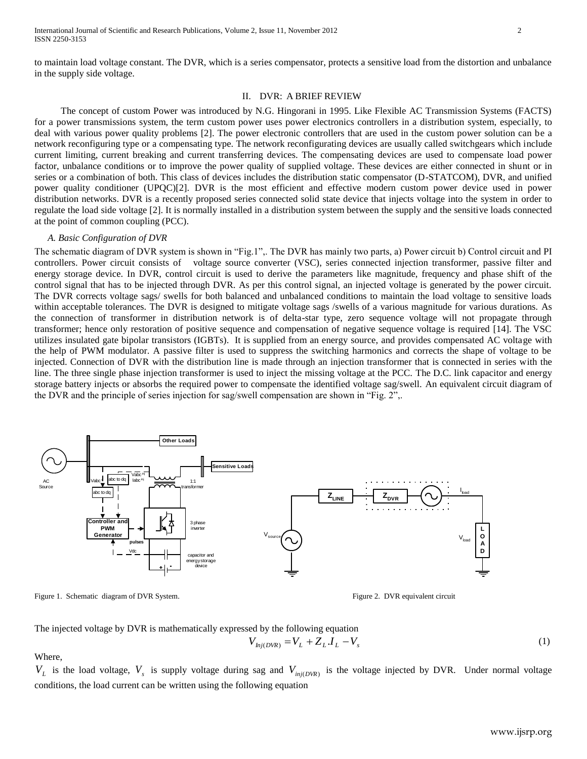to maintain load voltage constant. The DVR, which is a series compensator, protects a sensitive load from the distortion and unbalance in the supply side voltage.

## II. DVR: A BRIEF REVIEW

The concept of custom Power was introduced by N.G. Hingorani in 1995. Like Flexible AC Transmission Systems (FACTS) for a power transmissions system, the term custom power uses power electronics controllers in a distribution system, especially, to deal with various power quality problems [2]. The power electronic controllers that are used in the custom power solution can be a network reconfiguring type or a compensating type. The network reconfigurating devices are usually called switchgears which include current limiting, current breaking and current transferring devices. The compensating devices are used to compensate load power factor, unbalance conditions or to improve the power quality of supplied voltage. These devices are either connected in shunt or in series or a combination of both. This class of devices includes the distribution static compensator (D-STATCOM), DVR, and unified power quality conditioner (UPQC)[2]. DVR is the most efficient and effective modern custom power device used in power distribution networks. DVR is a recently proposed series connected solid state device that injects voltage into the system in order to regulate the load side voltage [2]. It is normally installed in a distribution system between the supply and the sensitive loads connected at the point of common coupling (PCC).

### *A. Basic Configuration of DVR*

The schematic diagram of DVR system is shown in "Fig.1",. The DVR has mainly two parts, a) Power circuit b) Control circuit and PI controllers. Power circuit consists of voltage source converter (VSC), series connected injection transformer, passive filter and energy storage device. In DVR, control circuit is used to derive the parameters like magnitude, frequency and phase shift of the control signal that has to be injected through DVR. As per this control signal, an injected voltage is generated by the power circuit. The DVR corrects voltage sags/ swells for both balanced and unbalanced conditions to maintain the load voltage to sensitive loads within acceptable tolerances. The DVR is designed to mitigate voltage sags /swells of a various magnitude for various durations. As the connection of transformer in distribution network is of delta-star type, zero sequence voltage will not propagate through transformer; hence only restoration of positive sequence and compensation of negative sequence voltage is required [14]. The VSC utilizes insulated gate bipolar transistors (IGBTs). It is supplied from an energy source, and provides compensated AC voltage with the help of PWM modulator. A passive filter is used to suppress the switching harmonics and corrects the shape of voltage to be injected. Connection of DVR with the distribution line is made through an injection transformer that is connected in series with the line. The three single phase injection transformer is used to inject the missing voltage at the PCC. The D.C. link capacitor and energy storage battery injects or absorbs the required power to compensate the identified voltage sag/swell. An equivalent circuit diagram of the DVR and the principle of series injection for sag/swell compensation are shown in "Fig. 2",.

Figure 1. Schematic diagram of DVR System.

Figure 2. DVR equivalent circuit

The injected voltage by DVR is mathematically expressed by the following equation

$$V_{Inj(DVR)} = V_L + Z_L . I_L - V_s \tag{1}$$

Where,

$V_L$ is the load voltage, $V_s$ is supply voltage during sag and $V_{inj(DVR)}$ is the voltage injected by DVR. Under normal voltage conditions, the load current can be written using the following equation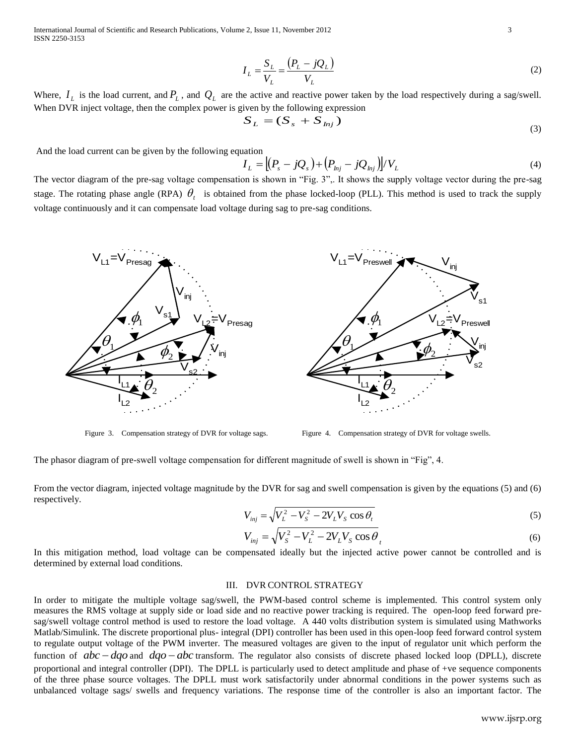$$I_L = \frac{S_L}{V_L} = \frac{(P_L - jQ_L)}{V_L} \tag{2}$$

Where, $I_L$ is the load current, and $P_L$, and $Q_L$ are the active and reactive power taken by the load respectively during a sag/swell. When DVR inject voltage, then the complex power is given by the following expression

$$S_L = (S_s + S_{Inj}) \tag{3}$$

And the load current can be given by the following equation

$$I_L = \left[(P_s - jQ_s) + (P_{Inj} - jQ_{Inj})\right]/V_L \tag{4}$$

The vector diagram of the pre-sag voltage compensation is shown in "Fig. 3",. It shows the supply voltage vector during the pre-sag stage. The rotating phase angle (RPA) $\theta_t$ is obtained from the phase locked-loop (PLL). This method is used to track the supply voltage continuously and it can compensate load voltage during sag to pre-sag conditions.

Figure 3. Compensation strategy of DVR for voltage sags.

Figure 4. Compensation strategy of DVR for voltage swells.

The phasor diagram of pre-swell voltage compensation for different magnitude of swell is shown in "Fig", 4.

From the vector diagram, injected voltage magnitude by the DVR for sag and swell compensation is given by the equations (5) and (6) respectively.

$$V_{inj} = \sqrt{V_L^2 - V_S^2 - 2V_L V_S \cos\theta_t} \tag{5}$$

$$V_{inj} = \sqrt{V_S^2 - V_L^2 - 2V_L V_S \cos\theta_t} \tag{6}$$

In this mitigation method, load voltage can be compensated ideally but the injected active power cannot be controlled and is determined by external load conditions.

## III. DVR CONTROL STRATEGY

In order to mitigate the multiple voltage sag/swell, the PWM-based control scheme is implemented. This control system only measures the RMS voltage at supply side or load side and no reactive power tracking is required. The open-loop feed forward pre-sag/swell voltage control method is used to restore the load voltage. A 440 volts distribution system is simulated using Mathworks Matlab/Simulink. The discrete proportional plus- integral (DPI) controller has been used in this open-loop feed forward control system to regulate output voltage of the PWM inverter. The measured voltages are given to the input of regulator unit which perform the function of $abc-dqo$ and $dqo-abc$ transform. The regulator also consists of discrete phased locked loop (DPLL), discrete proportional and integral controller (DPI). The DPLL is particularly used to detect amplitude and phase of +ve sequence components of the three phase source voltages. The DPLL must work satisfactorily under abnormal conditions in the power systems such as unbalanced voltage sags/ swells and frequency variations. The response time of the controller is also an important factor. The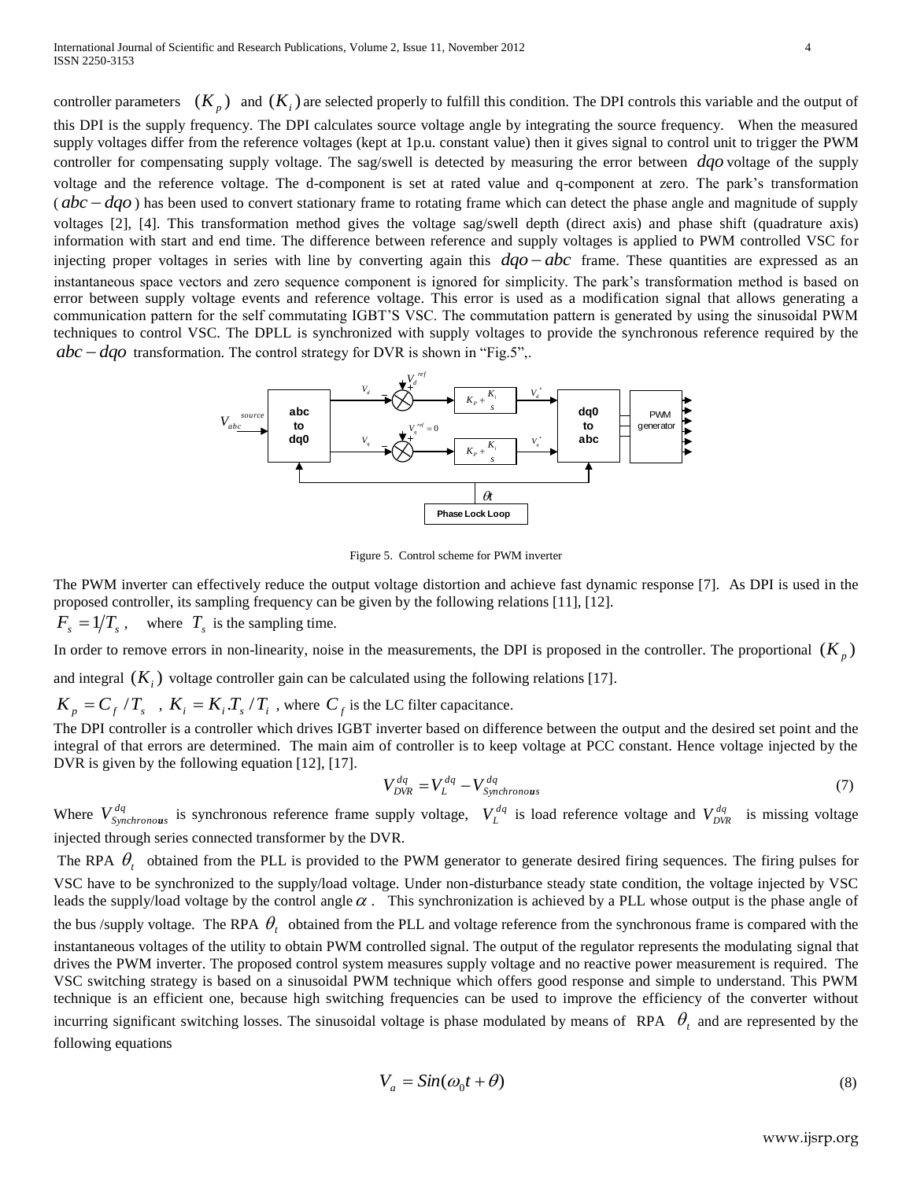controller parameters $(K_p)$ and $(K_i)$ are selected properly to fulfill this condition. The DPI controls this variable and the output of this DPI is the supply frequency. The DPI calculates source voltage angle by integrating the source frequency. When the measured supply voltages differ from the reference voltages (kept at 1p.u. constant value) then it gives signal to control unit to trigger the PWM controller for compensating supply voltage. The sag/swell is detected by measuring the error between $dqo$ voltage of the supply voltage and the reference voltage. The d-component is set at rated value and q-component at zero. The park's transformation ($abc-dqo$) has been used to convert stationary frame to rotating frame which can detect the phase angle and magnitude of supply voltages [2], [4]. This transformation method gives the voltage sag/swell depth (direct axis) and phase shift (quadrature axis) information with start and end time. The difference between reference and supply voltages is applied to PWM controlled VSC for injecting proper voltages in series with line by converting again this $dqo-abc$ frame. These quantities are expressed as an instantaneous space vectors and zero sequence component is ignored for simplicity. The park's transformation method is based on error between supply voltage events and reference voltage. This error is used as a modification signal that allows generating a communication pattern for the self commutating IGBT'S VSC. The commutation pattern is generated by using the sinusoidal PWM techniques to control VSC. The DPLL is synchronized with supply voltages to provide the synchronous reference required by the $abc-dqo$ transformation. The control strategy for DVR is shown in "Fig.5",.

Figure 5. Control scheme for PWM inverter

The PWM inverter can effectively reduce the output voltage distortion and achieve fast dynamic response [7]. As DPI is used in the proposed controller, its sampling frequency can be given by the following relations [11], [12].

$F_s = 1/T_s$ , where $T_s$ is the sampling time.

In order to remove errors in non-linearity, noise in the measurements, the DPI is proposed in the controller. The proportional $(K_p)$ and integral $(K_i)$ voltage controller gain can be calculated using the following relations [17].

$K_p = C_f / T_s$ , $K_i = K_i . T_s / T_i$ , where $C_f$ is the LC filter capacitance.

The DPI controller is a controller which drives IGBT inverter based on difference between the output and the desired set point and the integral of that errors are determined. The main aim of controller is to keep voltage at PCC constant. Hence voltage injected by the DVR is given by the following equation [12], [17].

$$V_{DVR}^{dq} = V_L^{dq} - V_{Synchronous}^{dq} \tag{7}$$

Where $V_{Synchronous}^{dq}$ is synchronous reference frame supply voltage, $V_L^{dq}$ is load reference voltage and $V_{DVR}^{dq}$ is missing voltage injected through series connected transformer by the DVR.

The RPA $\theta_t$ obtained from the PLL is provided to the PWM generator to generate desired firing sequences. The firing pulses for VSC have to be synchronized to the supply/load voltage. Under non-disturbance steady state condition, the voltage injected by VSC leads the supply/load voltage by the control angle $\alpha$ . This synchronization is achieved by a PLL whose output is the phase angle of the bus /supply voltage. The RPA $\theta_t$ obtained from the PLL and voltage reference from the synchronous frame is compared with the instantaneous voltages of the utility to obtain PWM controlled signal. The output of the regulator represents the modulating signal that drives the PWM inverter. The proposed control system measures supply voltage and no reactive power measurement is required. The VSC switching strategy is based on a sinusoidal PWM technique which offers good response and simple to understand. This PWM technique is an efficient one, because high switching frequencies can be used to improve the efficiency of the converter without incurring significant switching losses. The sinusoidal voltage is phase modulated by means of RPA $\theta_t$ and are represented by the following equations

$$V_a = Sin(\omega_0 t + \theta) \tag{8}$$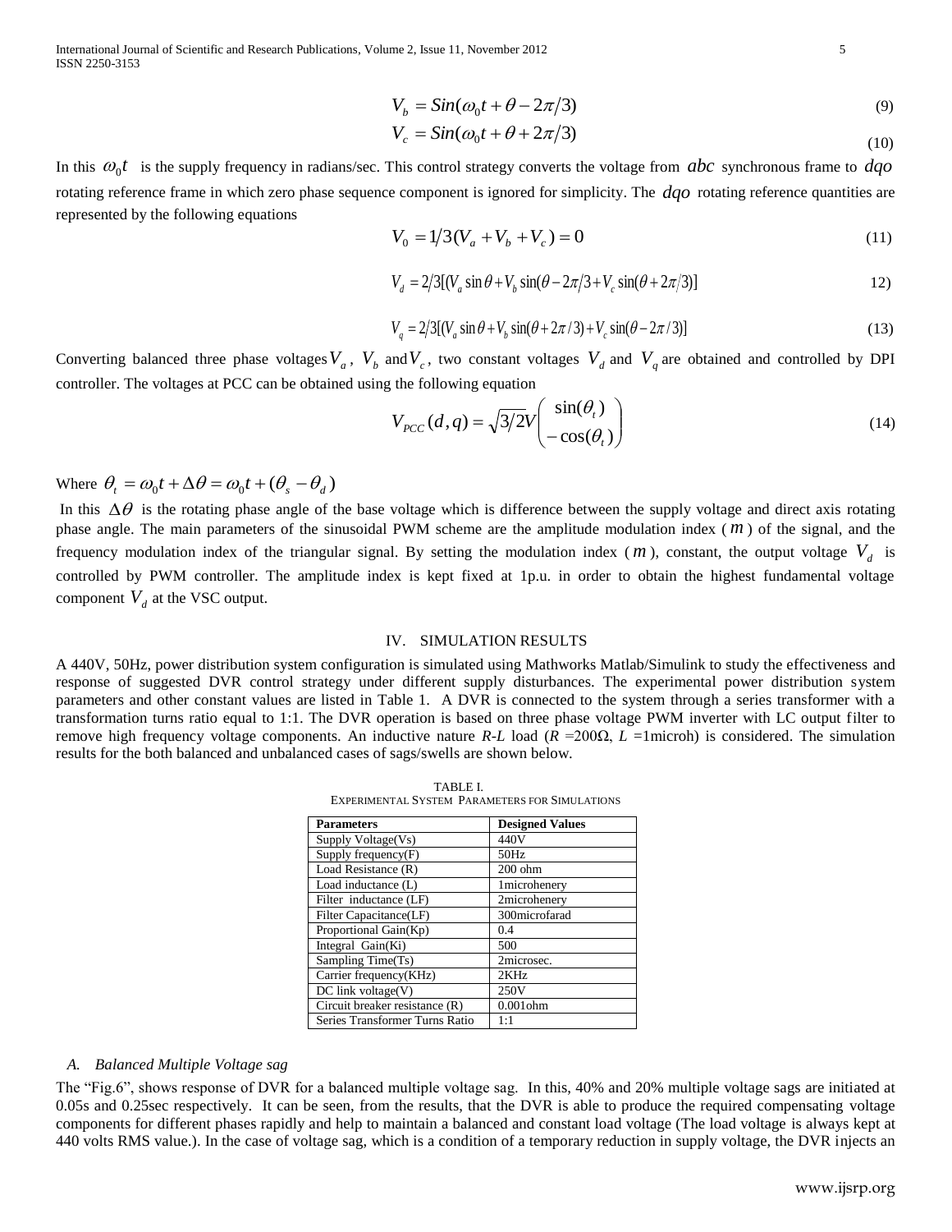$$V_b = Sin(\omega_0 t + \theta - 2\pi/3) \tag{9}$$

$$V_c = Sin(\omega_0 t + \theta + 2\pi/3) \tag{10}$$

In this $\omega_0 t$ is the supply frequency in radians/sec. This control strategy converts the voltage from $abc$ synchronous frame to $dqo$ rotating reference frame in which zero phase sequence component is ignored for simplicity. The $dqo$ rotating reference quantities are represented by the following equations

$$V_0 = 1/3(V_a + V_b + V_c) = 0 \tag{11}$$

$$V_d = 2/3[(V_a \sin\theta + V_b \sin(\theta - 2\pi/3 + V_c \sin(\theta + 2\pi/3)] \tag{12}$$

$$V_q = 2/3[(V_a \sin\theta + V_b \sin(\theta + 2\pi/3) + V_c \sin(\theta - 2\pi/3)] \tag{13}$$

Converting balanced three phase voltages $V_a$, $V_b$ and $V_c$, two constant voltages $V_d$ and $V_q$ are obtained and controlled by DPI controller. The voltages at PCC can be obtained using the following equation

$$V_{PCC}(d,q) = \sqrt{3/2}V\begin{pmatrix} \sin(\theta_t) \\ -\cos(\theta_t) \end{pmatrix} \tag{14}$$

Where $\theta_t = \omega_0 t + \Delta\theta = \omega_0 t + (\theta_s - \theta_d)$

In this $\Delta\theta$ is the rotating phase angle of the base voltage which is difference between the supply voltage and direct axis rotating phase angle. The main parameters of the sinusoidal PWM scheme are the amplitude modulation index ($m$) of the signal, and the frequency modulation index of the triangular signal. By setting the modulation index ($m$), constant, the output voltage $V_d$ is controlled by PWM controller. The amplitude index is kept fixed at 1p.u. in order to obtain the highest fundamental voltage component $V_d$ at the VSC output.

## IV. SIMULATION RESULTS

A 440V, 50Hz, power distribution system configuration is simulated using Mathworks Matlab/Simulink to study the effectiveness and response of suggested DVR control strategy under different supply disturbances. The experimental power distribution system parameters and other constant values are listed in Table 1. A DVR is connected to the system through a series transformer with a transformation turns ratio equal to 1:1. The DVR operation is based on three phase voltage PWM inverter with LC output filter to remove high frequency voltage components. An inductive nature *R-L* load ($R$ =200Ω, $L$ =1microh) is considered. The simulation results for the both balanced and unbalanced cases of sags/swells are shown below.

TABLE I.
EXPERIMENTAL SYSTEM PARAMETERS FOR SIMULATIONS

| Parameters | Designed Values |
|---|---|
| Supply Voltage(Vs) | 440V |
| Supply frequency(F) | 50Hz |
| Load Resistance (R) | 200 ohm |
| Load inductance (L) | 1microhenery |
| Filter inductance (LF) | 2microhenery |
| Filter Capacitance(LF) | 300microfarad |
| Proportional Gain(Kp) | 0.4 |
| Integral Gain(Ki) | 500 |
| Sampling Time(Ts) | 2microsec. |
| Carrier frequency(KHz) | 2KHz |
| DC link voltage(V) | 250V |
| Circuit breaker resistance (R) | 0.001ohm |
| Series Transformer Turns Ratio | 1:1 |

### *A. Balanced Multiple Voltage sag*

The "Fig.6", shows response of DVR for a balanced multiple voltage sag. In this, 40% and 20% multiple voltage sags are initiated at 0.05s and 0.25sec respectively. It can be seen, from the results, that the DVR is able to produce the required compensating voltage components for different phases rapidly and help to maintain a balanced and constant load voltage (The load voltage is always kept at 440 volts RMS value.). In the case of voltage sag, which is a condition of a temporary reduction in supply voltage, the DVR injects an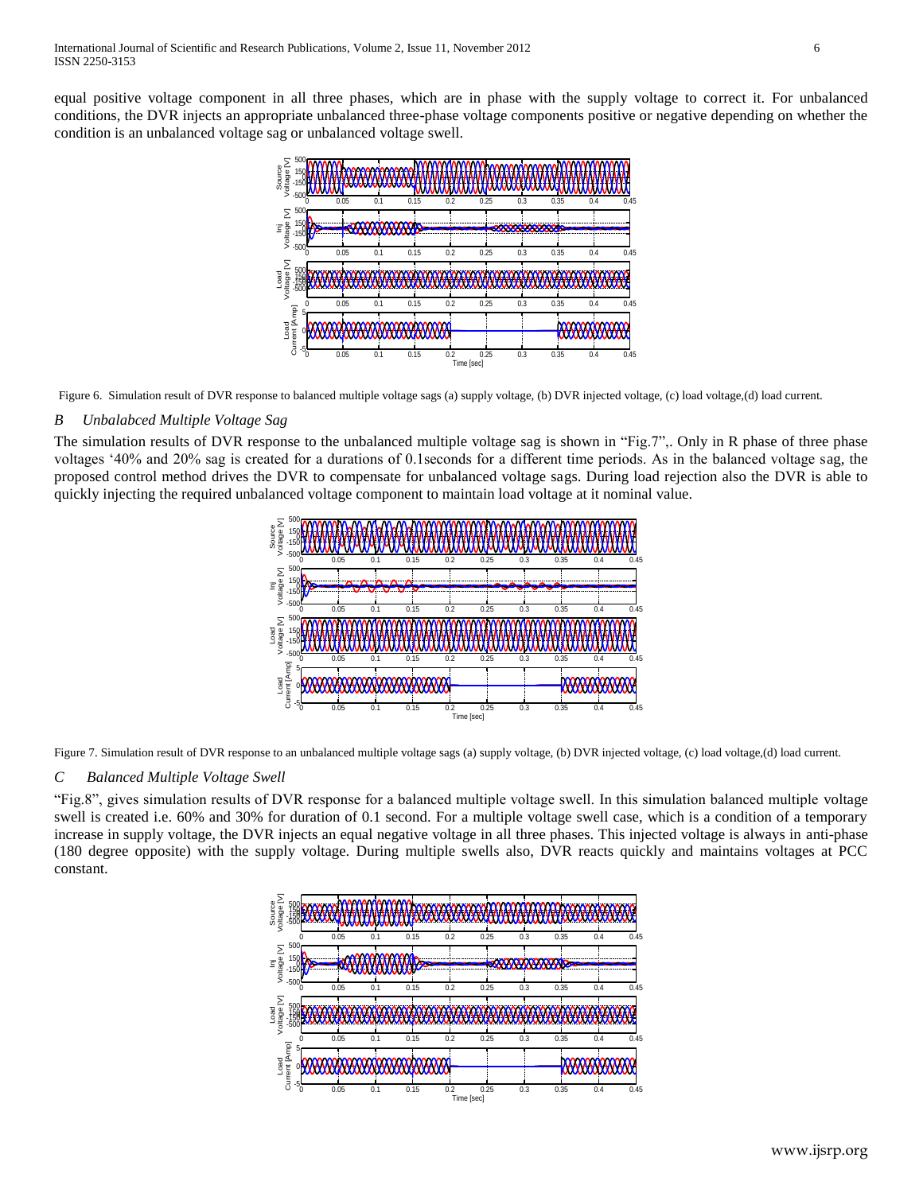equal positive voltage component in all three phases, which are in phase with the supply voltage to correct it. For unbalanced conditions, the DVR injects an appropriate unbalanced three-phase voltage components positive or negative depending on whether the condition is an unbalanced voltage sag or unbalanced voltage swell.

Figure 6. Simulation result of DVR response to balanced multiple voltage sags (a) supply voltage, (b) DVR injected voltage, (c) load voltage,(d) load current.

### *B Unbalabced Multiple Voltage Sag*

The simulation results of DVR response to the unbalanced multiple voltage sag is shown in "Fig.7",. Only in R phase of three phase voltages '40% and 20% sag is created for a durations of 0.1seconds for a different time periods. As in the balanced voltage sag, the proposed control method drives the DVR to compensate for unbalanced voltage sags. During load rejection also the DVR is able to quickly injecting the required unbalanced voltage component to maintain load voltage at it nominal value.

Figure 7. Simulation result of DVR response to an unbalanced multiple voltage sags (a) supply voltage, (b) DVR injected voltage, (c) load voltage,(d) load current.

### *C Balanced Multiple Voltage Swell*

"Fig.8", gives simulation results of DVR response for a balanced multiple voltage swell. In this simulation balanced multiple voltage swell is created i.e. 60% and 30% for duration of 0.1 second. For a multiple voltage swell case, which is a condition of a temporary increase in supply voltage, the DVR injects an equal negative voltage in all three phases. This injected voltage is always in anti-phase (180 degree opposite) with the supply voltage. During multiple swells also, DVR reacts quickly and maintains voltages at PCC constant.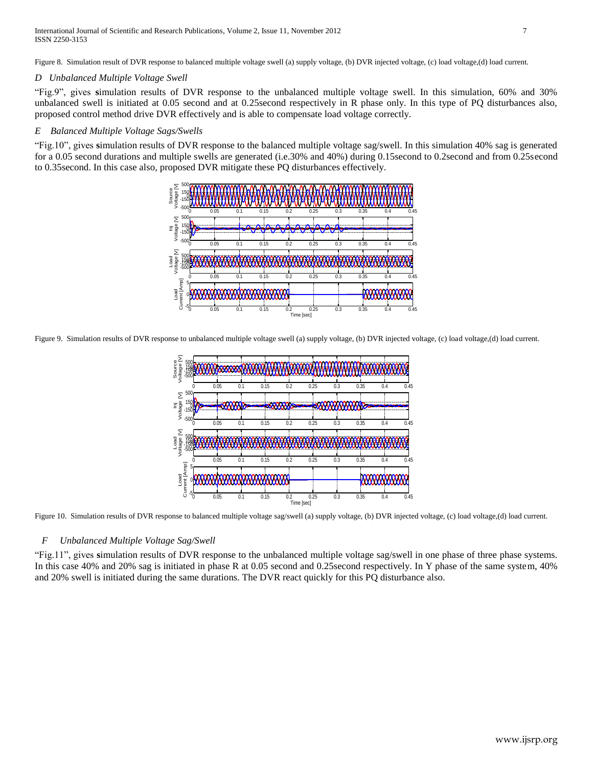Figure 8. Simulation result of DVR response to balanced multiple voltage swell (a) supply voltage, (b) DVR injected voltage, (c) load voltage,(d) load current.

### *D Unbalanced Multiple Voltage Swell*

"Fig.9", gives **s**imulation results of DVR response to the unbalanced multiple voltage swell. In this simulation, 60% and 30% unbalanced swell is initiated at 0.05 second and at 0.25second respectively in R phase only. In this type of PQ disturbances also, proposed control method drive DVR effectively and is able to compensate load voltage correctly.

### *E Balanced Multiple Voltage Sags/Swells*

"Fig.10", gives **s**imulation results of DVR response to the balanced multiple voltage sag/swell. In this simulation 40% sag is generated for a 0.05 second durations and multiple swells are generated (i.e.30% and 40%) during 0.15second to 0.2second and from 0.25second to 0.35second. In this case also, proposed DVR mitigate these PQ disturbances effectively.

Figure 9. Simulation results of DVR response to unbalanced multiple voltage swell (a) supply voltage, (b) DVR injected voltage, (c) load voltage,(d) load current.

Figure 10. Simulation results of DVR response to balanced multiple voltage sag/swell (a) supply voltage, (b) DVR injected voltage, (c) load voltage,(d) load current.

### *F Unbalanced Multiple Voltage Sag/Swell*

"Fig.11", gives **s**imulation results of DVR response to the unbalanced multiple voltage sag/swell in one phase of three phase systems. In this case 40% and 20% sag is initiated in phase R at 0.05 second and 0.25second respectively. In Y phase of the same system, 40% and 20% swell is initiated during the same durations. The DVR react quickly for this PQ disturbance also.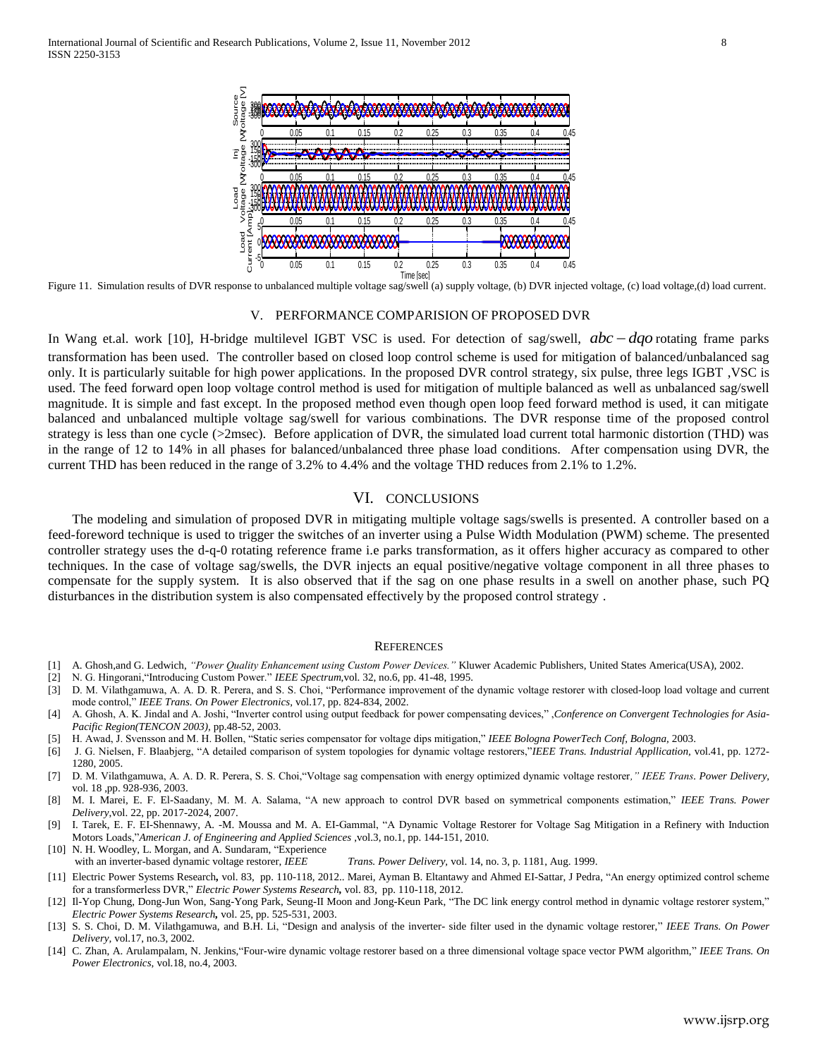Figure 11. Simulation results of DVR response to unbalanced multiple voltage sag/swell (a) supply voltage, (b) DVR injected voltage, (c) load voltage,(d) load current.

## V. PERFORMANCE COMPARISION OF PROPOSED DVR

In Wang et.al. work [10], H-bridge multilevel IGBT VSC is used. For detection of sag/swell, $abc-dqo$ rotating frame parks transformation has been used. The controller based on closed loop control scheme is used for mitigation of balanced/unbalanced sag only. It is particularly suitable for high power applications. In the proposed DVR control strategy, six pulse, three legs IGBT ,VSC is used. The feed forward open loop voltage control method is used for mitigation of multiple balanced as well as unbalanced sag/swell magnitude. It is simple and fast except. In the proposed method even though open loop feed forward method is used, it can mitigate balanced and unbalanced multiple voltage sag/swell for various combinations. The DVR response time of the proposed control strategy is less than one cycle (>2msec). Before application of DVR, the simulated load current total harmonic distortion (THD) was in the range of 12 to 14% in all phases for balanced/unbalanced three phase load conditions. After compensation using DVR, the current THD has been reduced in the range of 3.2% to 4.4% and the voltage THD reduces from 2.1% to 1.2%.

## VI. CONCLUSIONS

The modeling and simulation of proposed DVR in mitigating multiple voltage sags/swells is presented. A controller based on a feed-foreword technique is used to trigger the switches of an inverter using a Pulse Width Modulation (PWM) scheme. The presented controller strategy uses the d-q-0 rotating reference frame i.e parks transformation, as it offers higher accuracy as compared to other techniques. In the case of voltage sag/swells, the DVR injects an equal positive/negative voltage component in all three phases to compensate for the supply system. It is also observed that if the sag on one phase results in a swell on another phase, such PQ disturbances in the distribution system is also compensated effectively by the proposed control strategy .

## REFERENCES

[1] A. Ghosh,and G. Ledwich, *"Power Quality Enhancement using Custom Power Devices."* Kluwer Academic Publishers, United States America(USA), 2002.

[2] N. G. Hingorani,"Introducing Custom Power." *IEEE Spectrum*,vol. 32, no.6, pp. 41-48, 1995.

[3] D. M. Vilathgamuwa, A. A. D. R. Perera, and S. S. Choi, "Performance improvement of the dynamic voltage restorer with closed-loop load voltage and current mode control," *IEEE Trans. On Power Electronics*, vol.17, pp. 824-834, 2002.

[4] A. Ghosh, A. K. Jindal and A. Joshi, "Inverter control using output feedback for power compensating devices," ,*Conference on Convergent Technologies for Asia-Pacific Region(TENCON 2003)*, pp.48-52, 2003.

[5] H. Awad, J. Svensson and M. H. Bollen, "Static series compensator for voltage dips mitigation," *IEEE Bologna PowerTech Conf, Bologna*, 2003.

[6] J. G. Nielsen, F. Blaabjerg, "A detailed comparison of system topologies for dynamic voltage restorers,"*IEEE Trans. Industrial Appllication*, vol.41, pp. 1272-1280, 2005.

[7] D. M. Vilathgamuwa, A. A. D. R. Perera, S. S. Choi,"Voltage sag compensation with energy optimized dynamic voltage restorer*," IEEE Trans. Power Delivery*, vol. 18 ,pp. 928-936, 2003.

[8] M. I. Marei, E. F. El-Saadany, M. M. A. Salama, "A new approach to control DVR based on symmetrical components estimation," *IEEE Trans. Power Delivery*,vol. 22, pp. 2017-2024, 2007.

[9] I. Tarek, E. F. EI-Shennawy, A. -M. Moussa and M. A. EI-Gammal, "A Dynamic Voltage Restorer for Voltage Sag Mitigation in a Refinery with Induction Motors Loads,"*American J. of Engineering and Applied Sciences* ,vol.3, no.1, pp. 144-151, 2010.

[10] N. H. Woodley, L. Morgan, and A. Sundaram, "Experience with an inverter-based dynamic voltage restorer, *IEEE Trans. Power Delivery*, vol. 14, no. 3, p. 1181, Aug. 1999.

[11] Electric Power Systems Research**,** vol. 83, pp. 110-118, 2012.. Marei, Ayman B. Eltantawy and Ahmed EI-Sattar, J Pedra, "An energy optimized control scheme for a transformerless DVR," *Electric Power Systems Research***,** vol. 83, pp. 110-118, 2012.

[12] Il-Yop Chung, Dong-Jun Won, Sang-Yong Park, Seung-II Moon and Jong-Keun Park, "The DC link energy control method in dynamic voltage restorer system," *Electric Power Systems Research***,** vol. 25, pp. 525-531, 2003.

[13] S. S. Choi, D. M. Vilathgamuwa, and B.H. Li, "Design and analysis of the inverter- side filter used in the dynamic voltage restorer," *IEEE Trans. On Power Delivery*, vol.17, no.3, 2002.

[14] C. Zhan, A. Arulampalam, N. Jenkins,"Four-wire dynamic voltage restorer based on a three dimensional voltage space vector PWM algorithm," *IEEE Trans. On Power Electronics*, vol.18, no.4, 2003.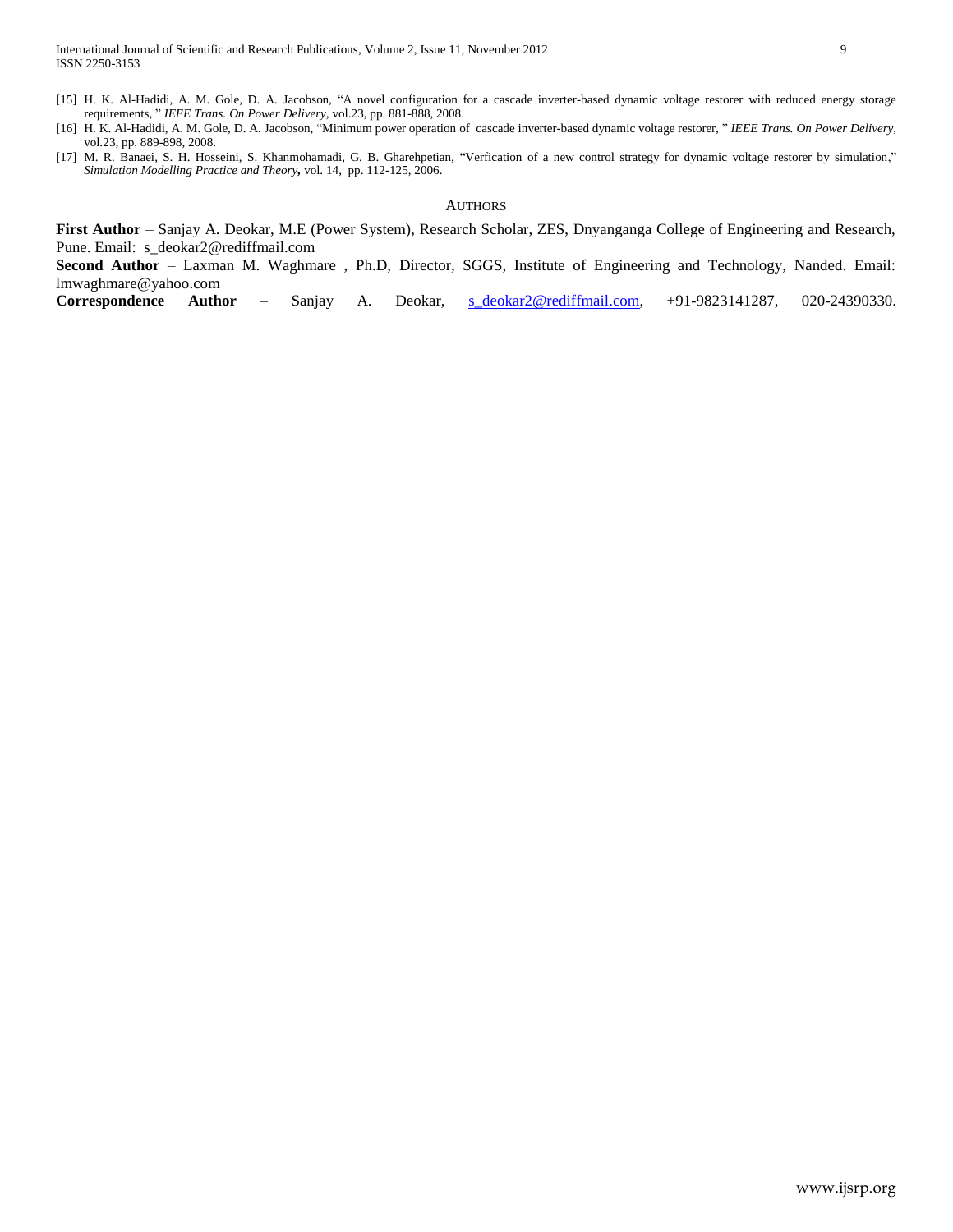[15] H. K. Al-Hadidi, A. M. Gole, D. A. Jacobson, "A novel configuration for a cascade inverter-based dynamic voltage restorer with reduced energy storage requirements, " *IEEE Trans. On Power Delivery*, vol.23, pp. 881-888, 2008.

[16] H. K. Al-Hadidi, A. M. Gole, D. A. Jacobson, "Minimum power operation of cascade inverter-based dynamic voltage restorer, " *IEEE Trans. On Power Delivery*, vol.23, pp. 889-898, 2008.

[17] M. R. Banaei, S. H. Hosseini, S. Khanmohamadi, G. B. Gharehpetian, "Verfication of a new control strategy for dynamic voltage restorer by simulation," *Simulation Modelling Practice and Theory*, vol. 14, pp. 112-125, 2006.

## AUTHORS

**First Author** – Sanjay A. Deokar, M.E (Power System), Research Scholar, ZES, Dnyanganga College of Engineering and Research, Pune. Email: s_deokar2@rediffmail.com

**Second Author** – Laxman M. Waghmare , Ph.D, Director, SGGS, Institute of Engineering and Technology, Nanded. Email: lmwaghmare@yahoo.com

**Correspondence Author** – Sanjay A. Deokar, s_deokar2@rediffmail.com, +91-9823141287, 020-24390330.